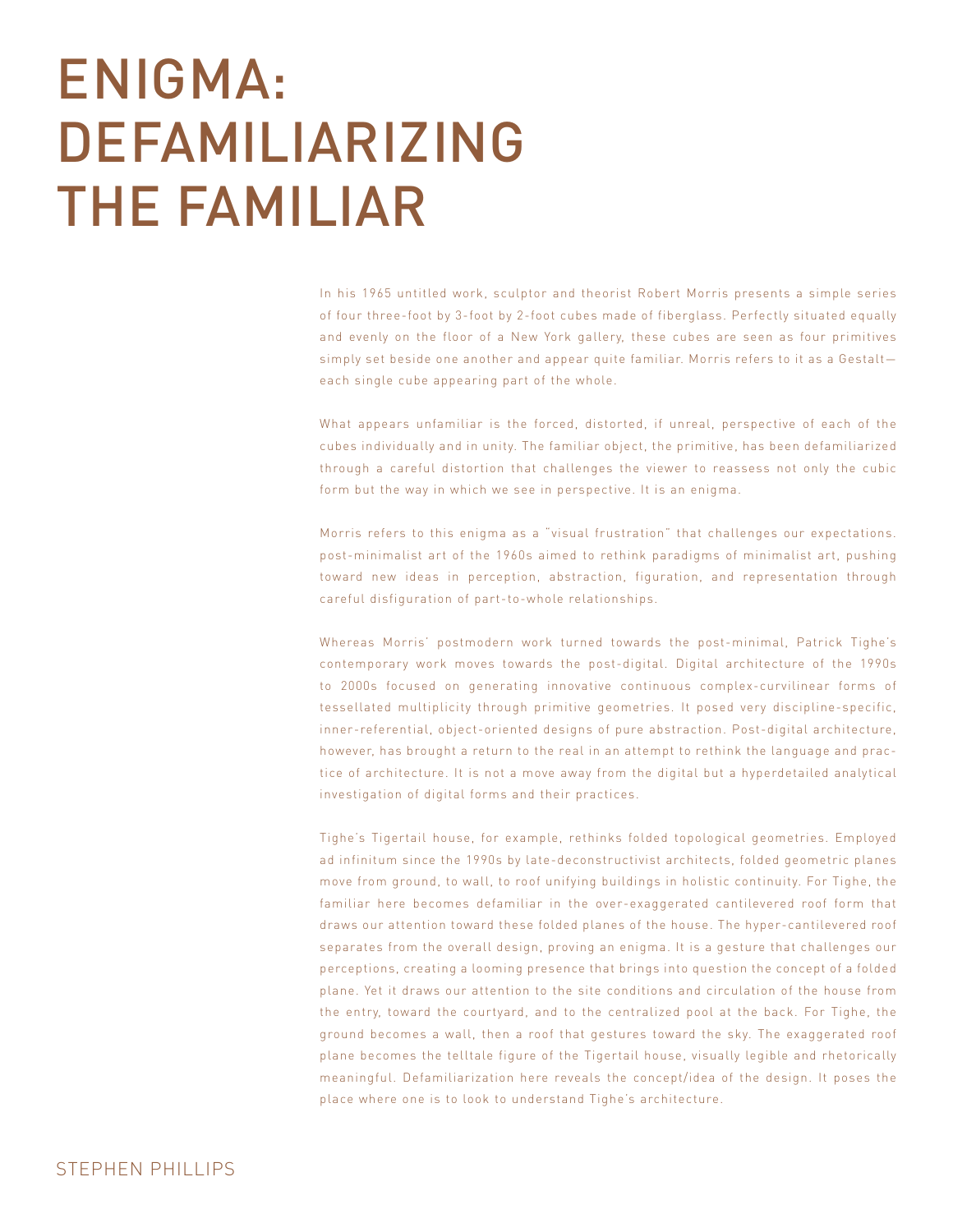# ENIGMA: DEFAMILIARIZING THE FAMILIAR

In his 1965 untitled work, sculptor and theorist Robert Morris presents a simple series of four three-foot by 3-foot by 2-foot cubes made of fiberglass. Perfectly situated equally and evenly on the floor of a New York gallery, these cubes are seen as four primitives simply set beside one another and appear quite familiar. Morris refers to it as a Gestalt—each single cube appearing part of the whole.

What appears unfamiliar is the forced, distorted, if unreal, perspective of each of the cubes individually and in unity. The familiar object, the primitive, has been defamiliarized through a careful distortion that challenges the viewer to reassess not only the cubic form but the way in which we see in perspective. It is an enigma.

Morris refers to this enigma as a "visual frustration" that challenges our expectations. post-minimalist art of the 1960s aimed to rethink paradigms of minimalist art, pushing toward new ideas in perception, abstraction, figuration, and representation through careful disfiguration of part-to-whole relationships.

Whereas Morris' postmodern work turned towards the post-minimal, Patrick Tighe's contemporary work moves towards the post-digital. Digital architecture of the 1990s to 2000s focused on generating innovative continuous complex-curvilinear forms of tessellated multiplicity through primitive geometries. It posed very discipline-specific, inner-referential, object-oriented designs of pure abstraction. Post-digital architecture, however, has brought a return to the real in an attempt to rethink the language and practice of architecture. It is not a move away from the digital but a hyperdetailed analytical investigation of digital forms and their practices.

Tighe's Tigertail house, for example, rethinks folded topological geometries. Employed ad infinitum since the 1990s by late-deconstructivist architects, folded geometric planes move from ground, to wall, to roof unifying buildings in holistic continuity. For Tighe, the familiar here becomes defamiliar in the over-exaggerated cantilevered roof form that draws our attention toward these folded planes of the house. The hyper-cantilevered roof separates from the overall design, proving an enigma. It is a gesture that challenges our perceptions, creating a looming presence that brings into question the concept of a folded plane. Yet it draws our attention to the site conditions and circulation of the house from the entry, toward the courtyard, and to the centralized pool at the back. For Tighe, the ground becomes a wall, then a roof that gestures toward the sky. The exaggerated roof plane becomes the telltale figure of the Tigertail house, visually legible and rhetorically meaningful. Defamiliarization here reveals the concept/idea of the design. It poses the place where one is to look to understand Tighe's architecture.

STEPHEN PHILLIPS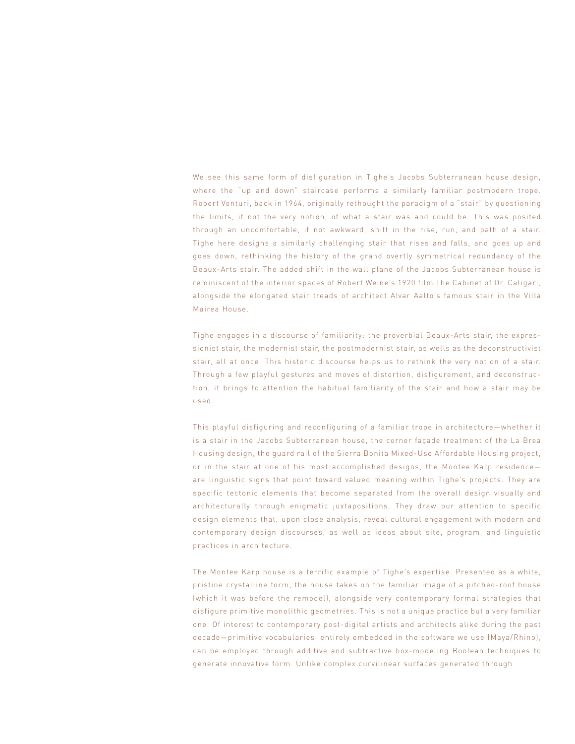We see this same form of disfiguration in Tighe's Jacobs Subterranean house design, where the "up and down" staircase performs a similarly familiar postmodern trope. Robert Venturi, back in 1964, originally rethought the paradigm of a "stair" by questioning the limits, if not the very notion, of what a stair was and could be. This was posited through an uncomfortable, if not awkward, shift in the rise, run, and path of a stair. Tighe here designs a similarly challenging stair that rises and falls, and goes up and goes down, rethinking the history of the grand overtly symmetrical redundancy of the Beaux-Arts stair. The added shift in the wall plane of the Jacobs Subterranean house is reminiscent of the interior spaces of Robert Weine's 1920 film The Cabinet of Dr. Caligari, alongside the elongated stair treads of architect Alvar Aalto's famous stair in the Villa Mairea House.

Tighe engages in a discourse of familiarity: the proverbial Beaux-Arts stair, the expressionist stair, the modernist stair, the postmodernist stair, as wells as the deconstructivist stair, all at once. This historic discourse helps us to rethink the very notion of a stair. Through a few playful gestures and moves of distortion, disfigurement, and deconstruction, it brings to attention the habitual familiarity of the stair and how a stair may be used.

This playful disfiguring and reconfiguring of a familiar trope in architecture—whether it is a stair in the Jacobs Subterranean house, the corner façade treatment of the La Brea Housing design, the guard rail of the Sierra Bonita Mixed-Use Affordable Housing project, or in the stair at one of his most accomplished designs, the Montee Karp residence—are linguistic signs that point toward valued meaning within Tighe's projects. They are specific tectonic elements that become separated from the overall design visually and architecturally through enigmatic juxtapositions. They draw our attention to specific design elements that, upon close analysis, reveal cultural engagement with modern and contemporary design discourses, as well as ideas about site, program, and linguistic practices in architecture.

The Montee Karp house is a terrific example of Tighe's expertise. Presented as a white, pristine crystalline form, the house takes on the familiar image of a pitched-roof house (which it was before the remodel), alongside very contemporary formal strategies that disfigure primitive monolithic geometries. This is not a unique practice but a very familiar one. Of interest to contemporary post-digital artists and architects alike during the past decade—primitive vocabularies, entirely embedded in the software we use (Maya/Rhino), can be employed through additive and subtractive box-modeling Boolean techniques to generate innovative form. Unlike complex curvilinear surfaces generated through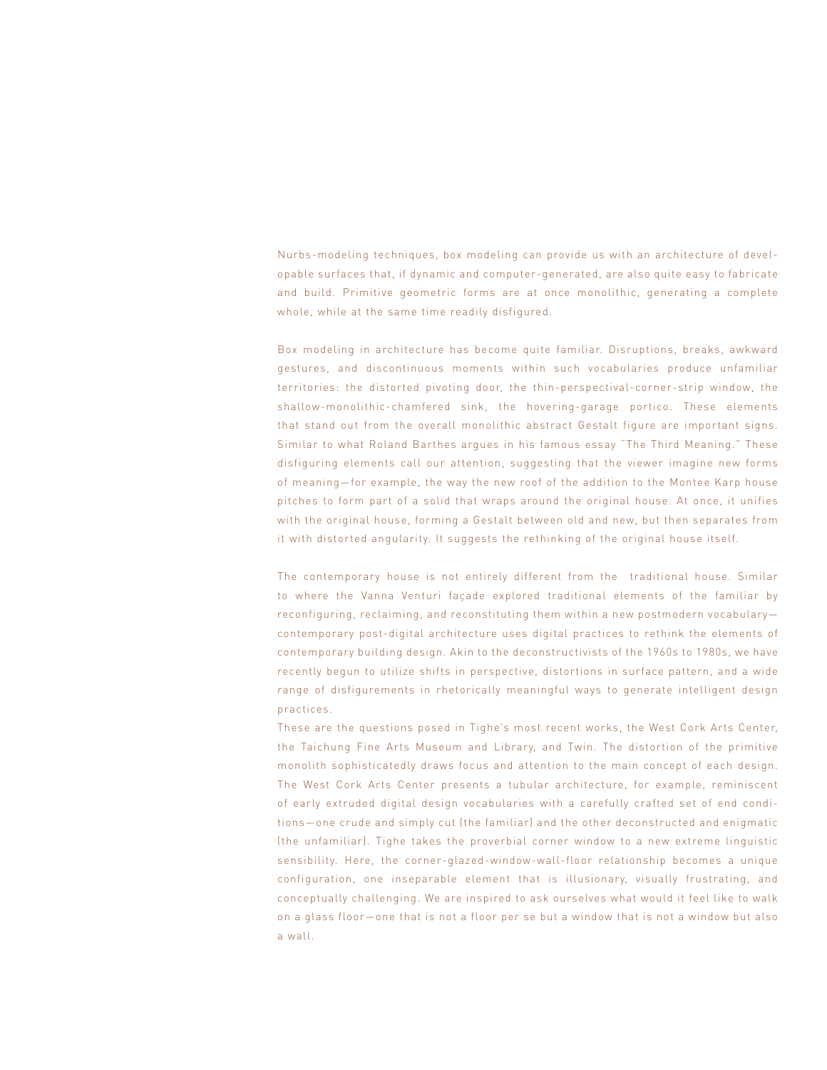Nurbs-modeling techniques, box modeling can provide us with an architecture of developable surfaces that, if dynamic and computer-generated, are also quite easy to fabricate and build. Primitive geometric forms are at once monolithic, generating a complete whole, while at the same time readily disfigured.

Box modeling in architecture has become quite familiar. Disruptions, breaks, awkward gestures, and discontinuous moments within such vocabularies produce unfamiliar territories: the distorted pivoting door, the thin-perspectival-corner-strip window, the shallow-monolithic-chamfered sink, the hovering-garage portico. These elements that stand out from the overall monolithic abstract Gestalt figure are important signs. Similar to what Roland Barthes argues in his famous essay "The Third Meaning." These disfiguring elements call our attention, suggesting that the viewer imagine new forms of meaning—for example, the way the new roof of the addition to the Montee Karp house pitches to form part of a solid that wraps around the original house. At once, it unifies with the original house, forming a Gestalt between old and new, but then separates from it with distorted angularity. It suggests the rethinking of the original house itself.

The contemporary house is not entirely different from the traditional house. Similar to where the Vanna Venturi façade explored traditional elements of the familiar by reconfiguring, reclaiming, and reconstituting them within a new postmodern vocabulary—contemporary post-digital architecture uses digital practices to rethink the elements of contemporary building design. Akin to the deconstructivists of the 1960s to 1980s, we have recently begun to utilize shifts in perspective, distortions in surface pattern, and a wide range of disfigurements in rhetorically meaningful ways to generate intelligent design practices.

These are the questions posed in Tighe's most recent works, the West Cork Arts Center, the Taichung Fine Arts Museum and Library, and Twin. The distortion of the primitive monolith sophisticatedly draws focus and attention to the main concept of each design. The West Cork Arts Center presents a tubular architecture, for example, reminiscent of early extruded digital design vocabularies with a carefully crafted set of end conditions—one crude and simply cut (the familiar) and the other deconstructed and enigmatic (the unfamiliar). Tighe takes the proverbial corner window to a new extreme linguistic sensibility. Here, the corner-glazed-window-wall-floor relationship becomes a unique configuration, one inseparable element that is illusionary, visually frustrating, and conceptually challenging. We are inspired to ask ourselves what would it feel like to walk on a glass floor—one that is not a floor per se but a window that is not a window but also a wall.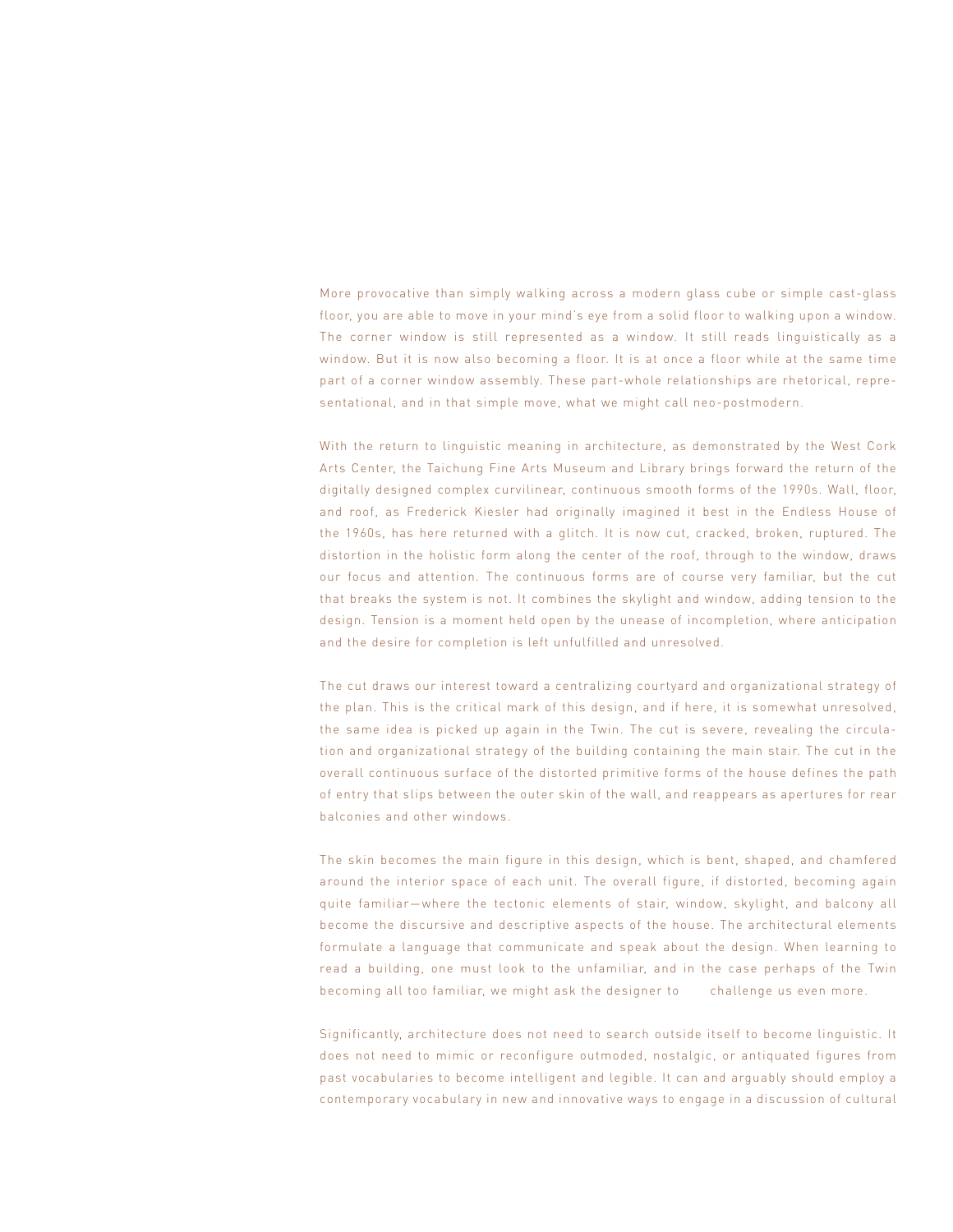More provocative than simply walking across a modern glass cube or simple cast-glass floor, you are able to move in your mind's eye from a solid floor to walking upon a window. The corner window is still represented as a window. It still reads linguistically as a window. But it is now also becoming a floor. It is at once a floor while at the same time part of a corner window assembly. These part-whole relationships are rhetorical, representational, and in that simple move, what we might call neo-postmodern.

With the return to linguistic meaning in architecture, as demonstrated by the West Cork Arts Center, the Taichung Fine Arts Museum and Library brings forward the return of the digitally designed complex curvilinear, continuous smooth forms of the 1990s. Wall, floor, and roof, as Frederick Kiesler had originally imagined it best in the Endless House of the 1960s, has here returned with a glitch. It is now cut, cracked, broken, ruptured. The distortion in the holistic form along the center of the roof, through to the window, draws our focus and attention. The continuous forms are of course very familiar, but the cut that breaks the system is not. It combines the skylight and window, adding tension to the design. Tension is a moment held open by the unease of incompletion, where anticipation and the desire for completion is left unfulfilled and unresolved.

The cut draws our interest toward a centralizing courtyard and organizational strategy of the plan. This is the critical mark of this design, and if here, it is somewhat unresolved, the same idea is picked up again in the Twin. The cut is severe, revealing the circulation and organizational strategy of the building containing the main stair. The cut in the overall continuous surface of the distorted primitive forms of the house defines the path of entry that slips between the outer skin of the wall, and reappears as apertures for rear balconies and other windows.

The skin becomes the main figure in this design, which is bent, shaped, and chamfered around the interior space of each unit. The overall figure, if distorted, becoming again quite familiar—where the tectonic elements of stair, window, skylight, and balcony all become the discursive and descriptive aspects of the house. The architectural elements formulate a language that communicate and speak about the design. When learning to read a building, one must look to the unfamiliar, and in the case perhaps of the Twin becoming all too familiar, we might ask the designer to challenge us even more.

Significantly, architecture does not need to search outside itself to become linguistic. It does not need to mimic or reconfigure outmoded, nostalgic, or antiquated figures from past vocabularies to become intelligent and legible. It can and arguably should employ a contemporary vocabulary in new and innovative ways to engage in a discussion of cultural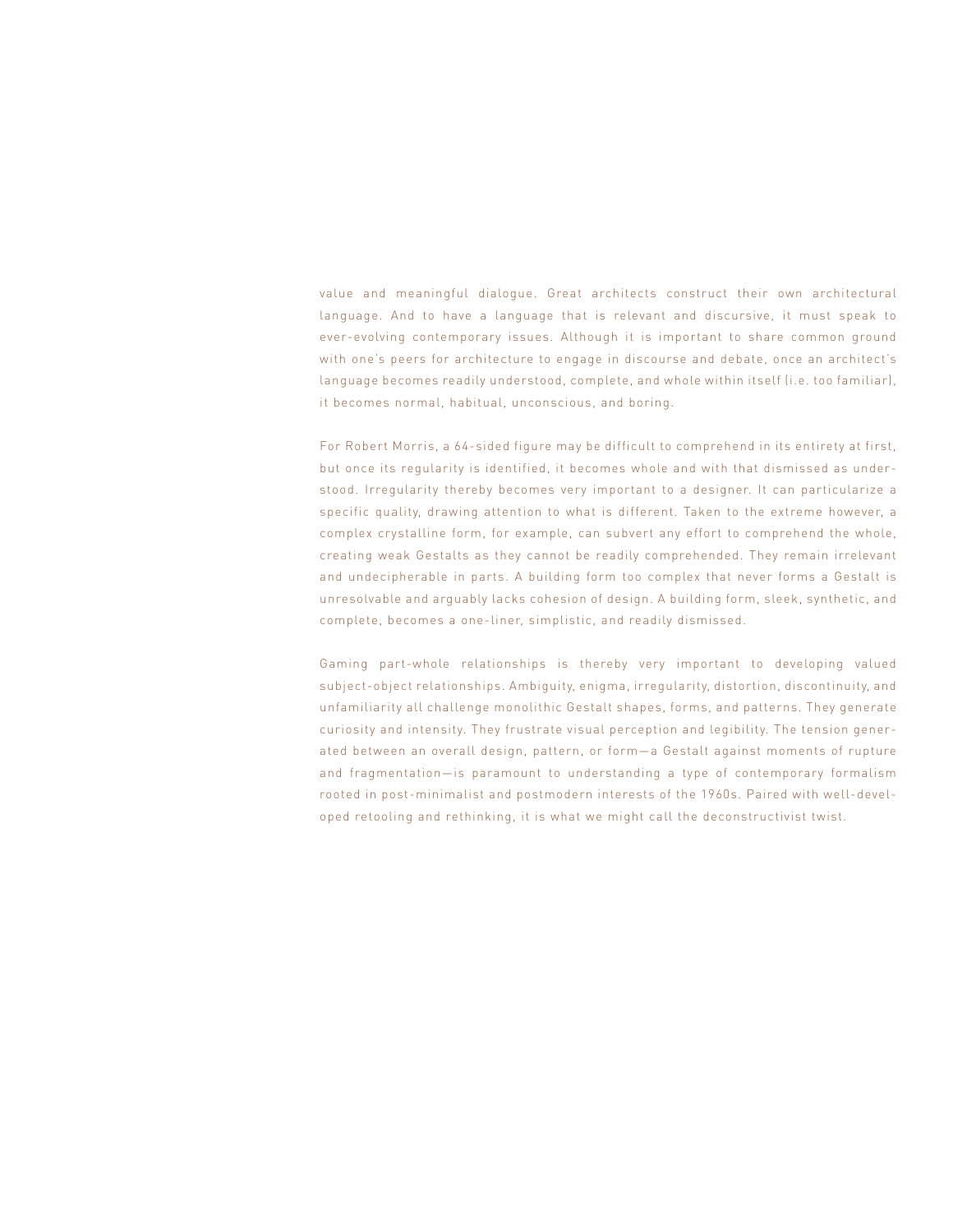value and meaningful dialogue. Great architects construct their own architectural language. And to have a language that is relevant and discursive, it must speak to ever-evolving contemporary issues. Although it is important to share common ground with one's peers for architecture to engage in discourse and debate, once an architect's language becomes readily understood, complete, and whole within itself (i.e. too familiar), it becomes normal, habitual, unconscious, and boring.

For Robert Morris, a 64-sided figure may be difficult to comprehend in its entirety at first, but once its regularity is identified, it becomes whole and with that dismissed as understood. Irregularity thereby becomes very important to a designer. It can particularize a specific quality, drawing attention to what is different. Taken to the extreme however, a complex crystalline form, for example, can subvert any effort to comprehend the whole, creating weak Gestalts as they cannot be readily comprehended. They remain irrelevant and undecipherable in parts. A building form too complex that never forms a Gestalt is unresolvable and arguably lacks cohesion of design. A building form, sleek, synthetic, and complete, becomes a one-liner, simplistic, and readily dismissed.

Gaming part-whole relationships is thereby very important to developing valued subject-object relationships. Ambiguity, enigma, irregularity, distortion, discontinuity, and unfamiliarity all challenge monolithic Gestalt shapes, forms, and patterns. They generate curiosity and intensity. They frustrate visual perception and legibility. The tension generated between an overall design, pattern, or form—a Gestalt against moments of rupture and fragmentation—is paramount to understanding a type of contemporary formalism rooted in post-minimalist and postmodern interests of the 1960s. Paired with well-developed retooling and rethinking, it is what we might call the deconstructivist twist.